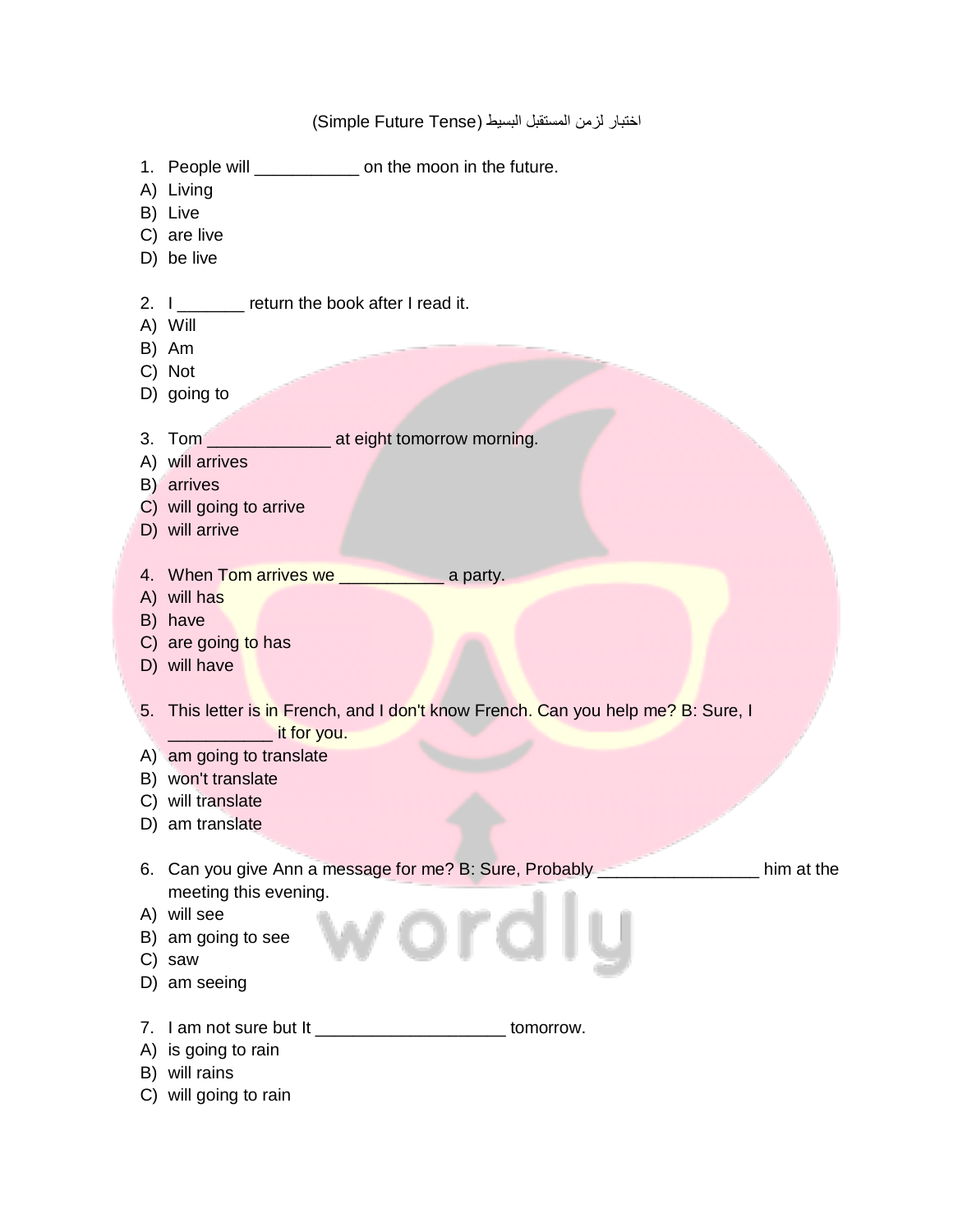(Simple Future Tense) اختبار لزمن المستقبل البسيط

1. People will ___________ on the moon in the future.
A) Living
B) Live
C) are live
D) be live

2. I _______ return the book after I read it.
A) Will
B) Am
C) Not
D) going to

3. Tom _____________ at eight tomorrow morning.
A) will arrives
B) arrives
C) will going to arrive
D) will arrive

4. When Tom arrives we ___________ a party.
A) will has
B) have
C) are going to has
D) will have

5. This letter is in French, and I don't know French. Can you help me? B: Sure, I ___________ it for you.
A) am going to translate
B) won't translate
C) will translate
D) am translate

6. Can you give Ann a message for me? B: Sure, Probably _________________ him at the meeting this evening.
A) will see
B) am going to see
C) saw
D) am seeing

7. I am not sure but It ____________________ tomorrow.
A) is going to rain
B) will rains
C) will going to rain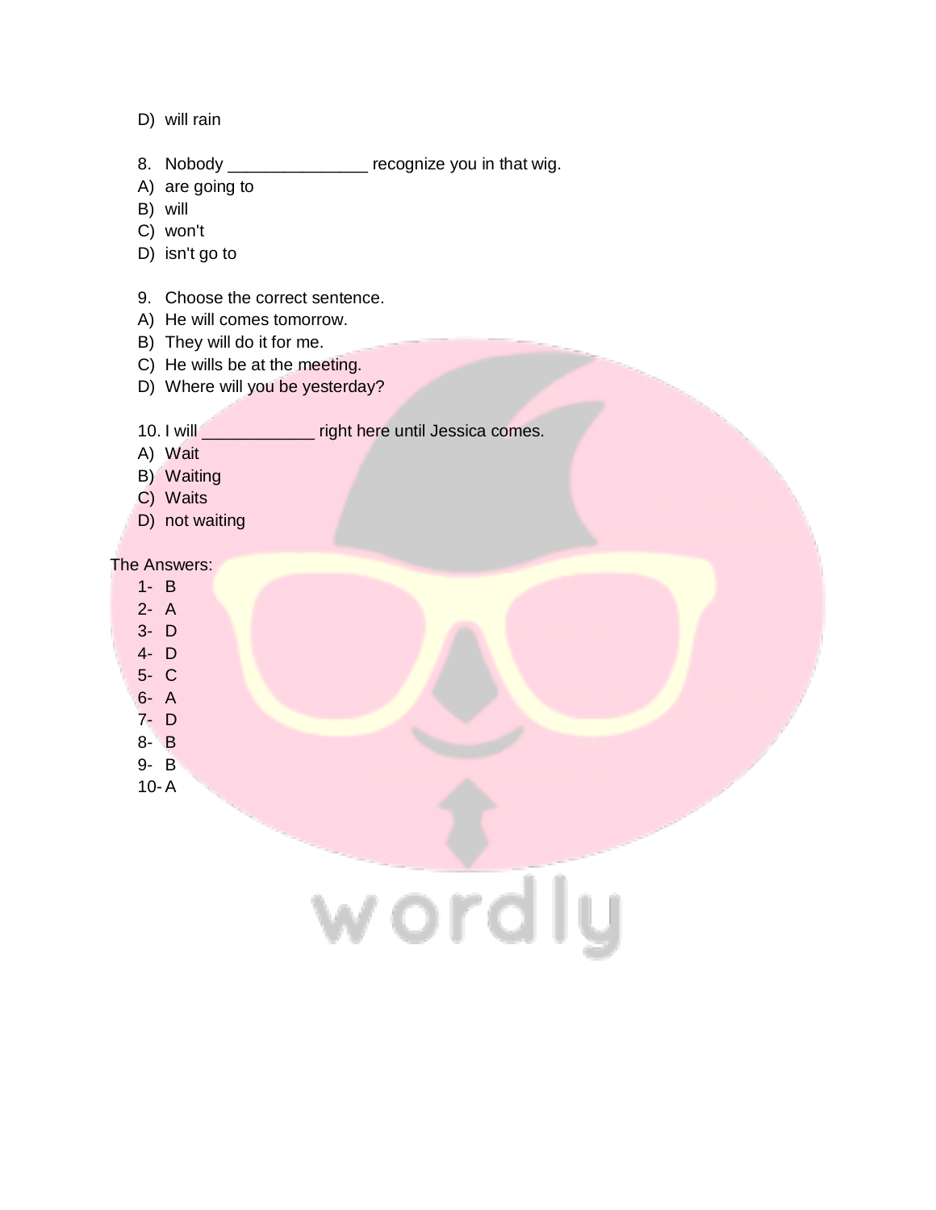D) will rain

8. Nobody _______________ recognize you in that wig.

A) are going to
B) will
C) won't
D) isn't go to

9. Choose the correct sentence.

A) He will comes tomorrow.
B) They will do it for me.
C) He wills be at the meeting.
D) Where will you be yesterday?

10. I will ____________ right here until Jessica comes.

A) Wait
B) Waiting
C) Waits
D) not waiting

The Answers:

1- B
2- A
3- D
4- D
5- C
6- A
7- D
8- B
9- B
10- A